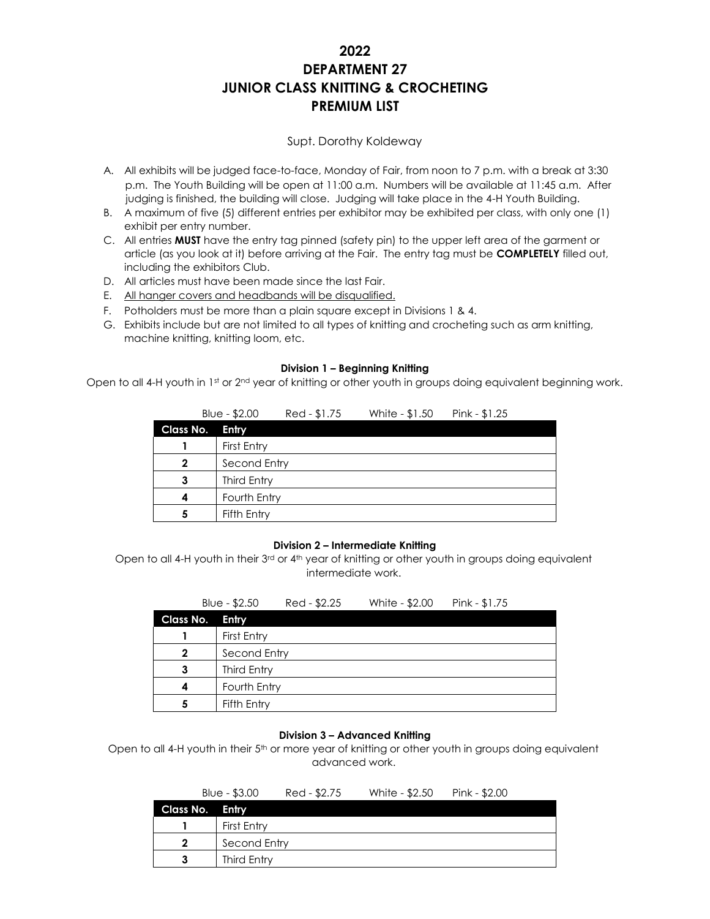# 2022
# DEPARTMENT 27
# JUNIOR CLASS KNITTING & CROCHETING
# PREMIUM LIST

Supt. Dorothy Koldeway

A. All exhibits will be judged face-to-face, Monday of Fair, from noon to 7 p.m. with a break at 3:30 p.m. The Youth Building will be open at 11:00 a.m. Numbers will be available at 11:45 a.m. After judging is finished, the building will close. Judging will take place in the 4-H Youth Building.
B. A maximum of five (5) different entries per exhibitor may be exhibited per class, with only one (1) exhibit per entry number.
C. All entries **MUST** have the entry tag pinned (safety pin) to the upper left area of the garment or article (as you look at it) before arriving at the Fair. The entry tag must be **COMPLETELY** filled out, including the exhibitors Club.
D. All articles must have been made since the last Fair.
E. All hanger covers and headbands will be disqualified.
F. Potholders must be more than a plain square except in Divisions 1 & 4.
G. Exhibits include but are not limited to all types of knitting and crocheting such as arm knitting, machine knitting, knitting loom, etc.

### Division 1 – Beginning Knitting

Open to all 4-H youth in 1st or 2nd year of knitting or other youth in groups doing equivalent beginning work.

Blue - $2.00 Red - $1.75 White - $1.50 Pink - $1.25

| Class No. | Entry |
|---|---|
| 1 | First Entry |
| 2 | Second Entry |
| 3 | Third Entry |
| 4 | Fourth Entry |
| 5 | Fifth Entry |

### Division 2 – Intermediate Knitting

Open to all 4-H youth in their 3rd or 4th year of knitting or other youth in groups doing equivalent intermediate work.

Blue - $2.50 Red - $2.25 White - $2.00 Pink - $1.75

| Class No. | Entry |
|---|---|
| 1 | First Entry |
| 2 | Second Entry |
| 3 | Third Entry |
| 4 | Fourth Entry |
| 5 | Fifth Entry |

### Division 3 – Advanced Knitting

Open to all 4-H youth in their 5th or more year of knitting or other youth in groups doing equivalent advanced work.

Blue - $3.00 Red - $2.75 White - $2.50 Pink - $2.00

| Class No. | Entry |
|---|---|
| 1 | First Entry |
| 2 | Second Entry |
| 3 | Third Entry |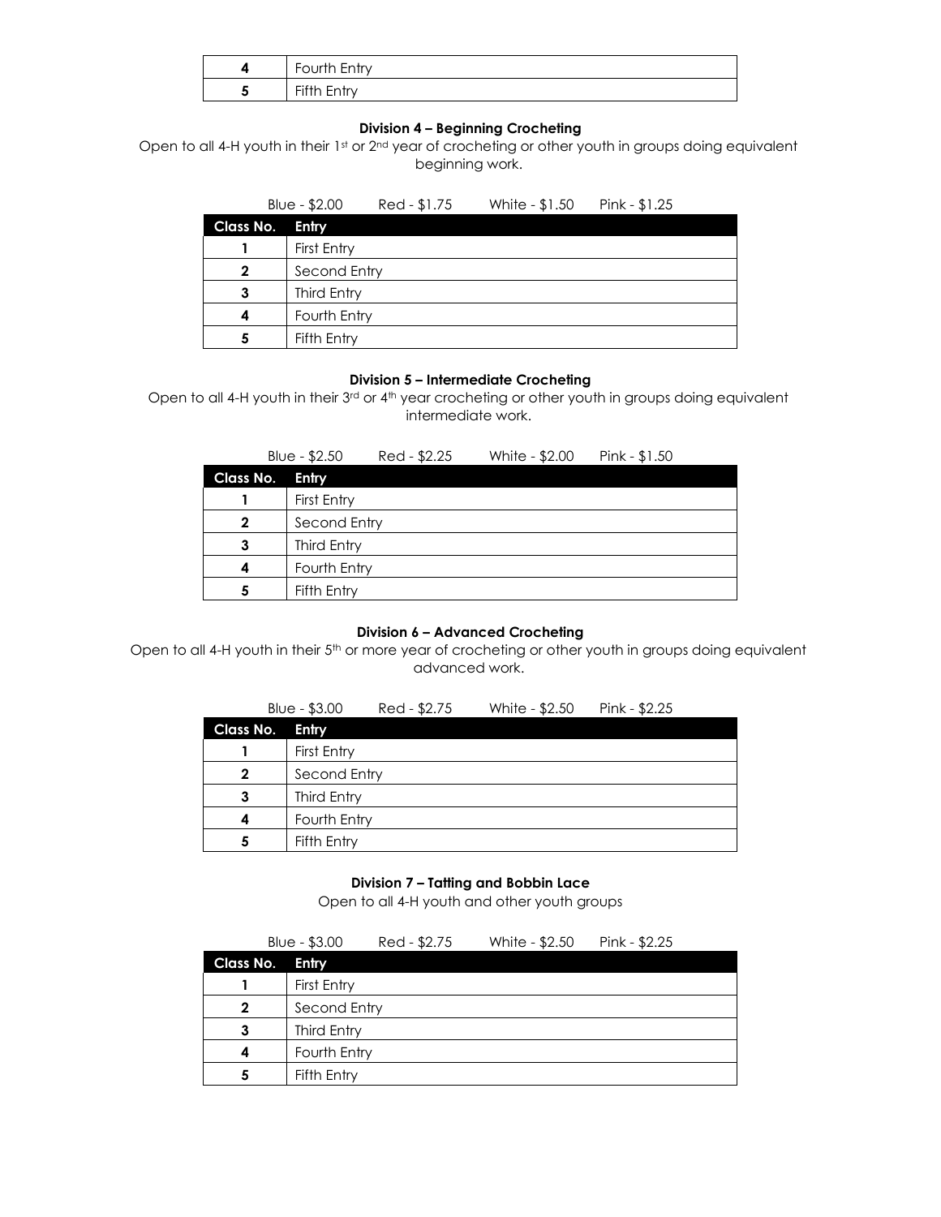| | |
|---|---|
| **4** | Fourth Entry |
| **5** | Fifth Entry |

### Division 4 – Beginning Crocheting

Open to all 4-H youth in their 1st or 2nd year of crocheting or other youth in groups doing equivalent beginning work.

Blue - $2.00 Red - $1.75 White - $1.50 Pink - $1.25

| Class No. | Entry |
|---|---|
| **1** | First Entry |
| **2** | Second Entry |
| **3** | Third Entry |
| **4** | Fourth Entry |
| **5** | Fifth Entry |

### Division 5 – Intermediate Crocheting

Open to all 4-H youth in their 3rd or 4th year crocheting or other youth in groups doing equivalent intermediate work.

Blue - $2.50 Red - $2.25 White - $2.00 Pink - $1.50

| Class No. | Entry |
|---|---|
| **1** | First Entry |
| **2** | Second Entry |
| **3** | Third Entry |
| **4** | Fourth Entry |
| **5** | Fifth Entry |

### Division 6 – Advanced Crocheting

Open to all 4-H youth in their 5th or more year of crocheting or other youth in groups doing equivalent advanced work.

Blue - $3.00 Red - $2.75 White - $2.50 Pink - $2.25

| Class No. | Entry |
|---|---|
| **1** | First Entry |
| **2** | Second Entry |
| **3** | Third Entry |
| **4** | Fourth Entry |
| **5** | Fifth Entry |

### Division 7 – Tatting and Bobbin Lace

Open to all 4-H youth and other youth groups

Blue - $3.00 Red - $2.75 White - $2.50 Pink - $2.25

| Class No. | Entry |
|---|---|
| **1** | First Entry |
| **2** | Second Entry |
| **3** | Third Entry |
| **4** | Fourth Entry |
| **5** | Fifth Entry |